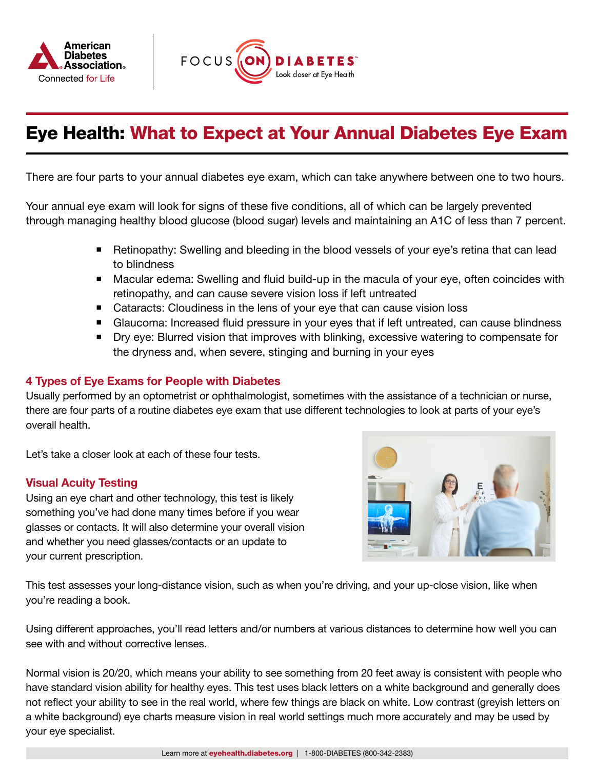# Eye Health: What to Expect at Your Annual Diabetes Eye Exam

There are four parts to your annual diabetes eye exam, which can take anywhere between one to two hours.

Your annual eye exam will look for signs of these five conditions, all of which can be largely prevented through managing healthy blood glucose (blood sugar) levels and maintaining an A1C of less than 7 percent.

- Retinopathy: Swelling and bleeding in the blood vessels of your eye's retina that can lead to blindness
- Macular edema: Swelling and fluid build-up in the macula of your eye, often coincides with retinopathy, and can cause severe vision loss if left untreated
- Cataracts: Cloudiness in the lens of your eye that can cause vision loss
- Glaucoma: Increased fluid pressure in your eyes that if left untreated, can cause blindness
- Dry eye: Blurred vision that improves with blinking, excessive watering to compensate for the dryness and, when severe, stinging and burning in your eyes

## 4 Types of Eye Exams for People with Diabetes

Usually performed by an optometrist or ophthalmologist, sometimes with the assistance of a technician or nurse, there are four parts of a routine diabetes eye exam that use different technologies to look at parts of your eye's overall health.

Let's take a closer look at each of these four tests.

### Visual Acuity Testing

Using an eye chart and other technology, this test is likely something you've had done many times before if you wear glasses or contacts. It will also determine your overall vision and whether you need glasses/contacts or an update to your current prescription.

This test assesses your long-distance vision, such as when you're driving, and your up-close vision, like when you're reading a book.

Using different approaches, you'll read letters and/or numbers at various distances to determine how well you can see with and without corrective lenses.

Normal vision is 20/20, which means your ability to see something from 20 feet away is consistent with people who have standard vision ability for healthy eyes. This test uses black letters on a white background and generally does not reflect your ability to see in the real world, where few things are black on white. Low contrast (greyish letters on a white background) eye charts measure vision in real world settings much more accurately and may be used by your eye specialist.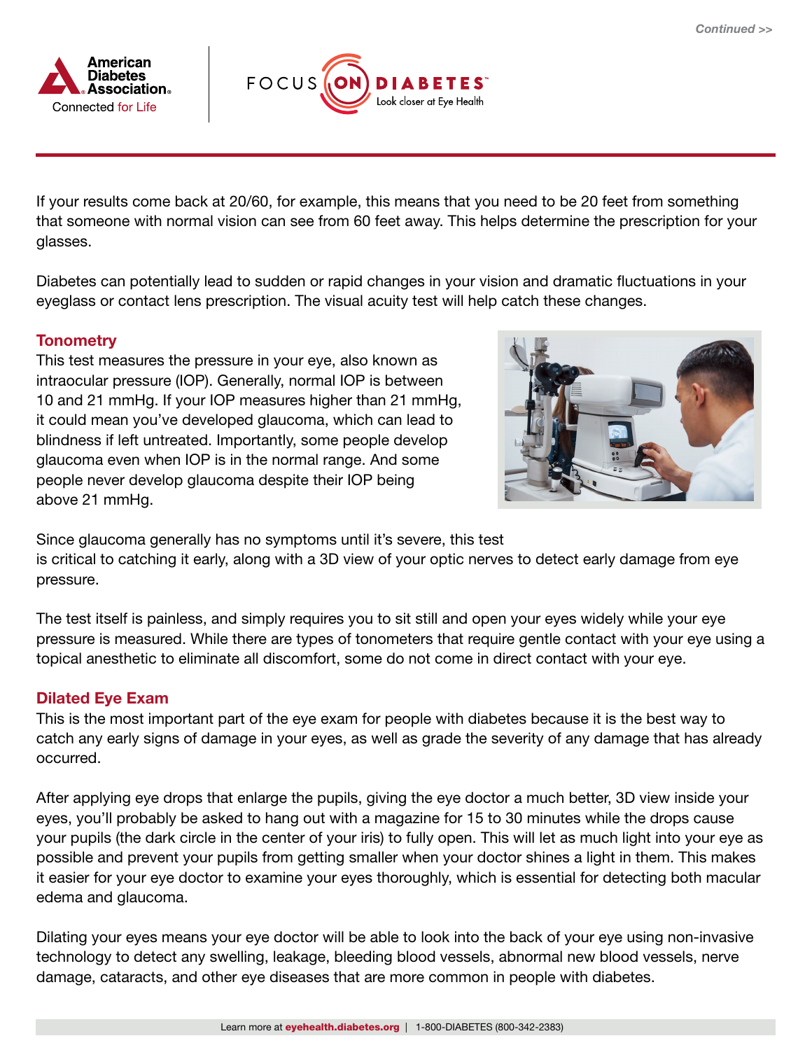If your results come back at 20/60, for example, this means that you need to be 20 feet from something that someone with normal vision can see from 60 feet away. This helps determine the prescription for your glasses.

Diabetes can potentially lead to sudden or rapid changes in your vision and dramatic fluctuations in your eyeglass or contact lens prescription. The visual acuity test will help catch these changes.

## Tonometry

This test measures the pressure in your eye, also known as intraocular pressure (IOP). Generally, normal IOP is between 10 and 21 mmHg. If your IOP measures higher than 21 mmHg, it could mean you've developed glaucoma, which can lead to blindness if left untreated. Importantly, some people develop glaucoma even when IOP is in the normal range. And some people never develop glaucoma despite their IOP being above 21 mmHg.

Since glaucoma generally has no symptoms until it's severe, this test is critical to catching it early, along with a 3D view of your optic nerves to detect early damage from eye pressure.

The test itself is painless, and simply requires you to sit still and open your eyes widely while your eye pressure is measured. While there are types of tonometers that require gentle contact with your eye using a topical anesthetic to eliminate all discomfort, some do not come in direct contact with your eye.

## Dilated Eye Exam

This is the most important part of the eye exam for people with diabetes because it is the best way to catch any early signs of damage in your eyes, as well as grade the severity of any damage that has already occurred.

After applying eye drops that enlarge the pupils, giving the eye doctor a much better, 3D view inside your eyes, you'll probably be asked to hang out with a magazine for 15 to 30 minutes while the drops cause your pupils (the dark circle in the center of your iris) to fully open. This will let as much light into your eye as possible and prevent your pupils from getting smaller when your doctor shines a light in them. This makes it easier for your eye doctor to examine your eyes thoroughly, which is essential for detecting both macular edema and glaucoma.

Dilating your eyes means your eye doctor will be able to look into the back of your eye using non-invasive technology to detect any swelling, leakage, bleeding blood vessels, abnormal new blood vessels, nerve damage, cataracts, and other eye diseases that are more common in people with diabetes.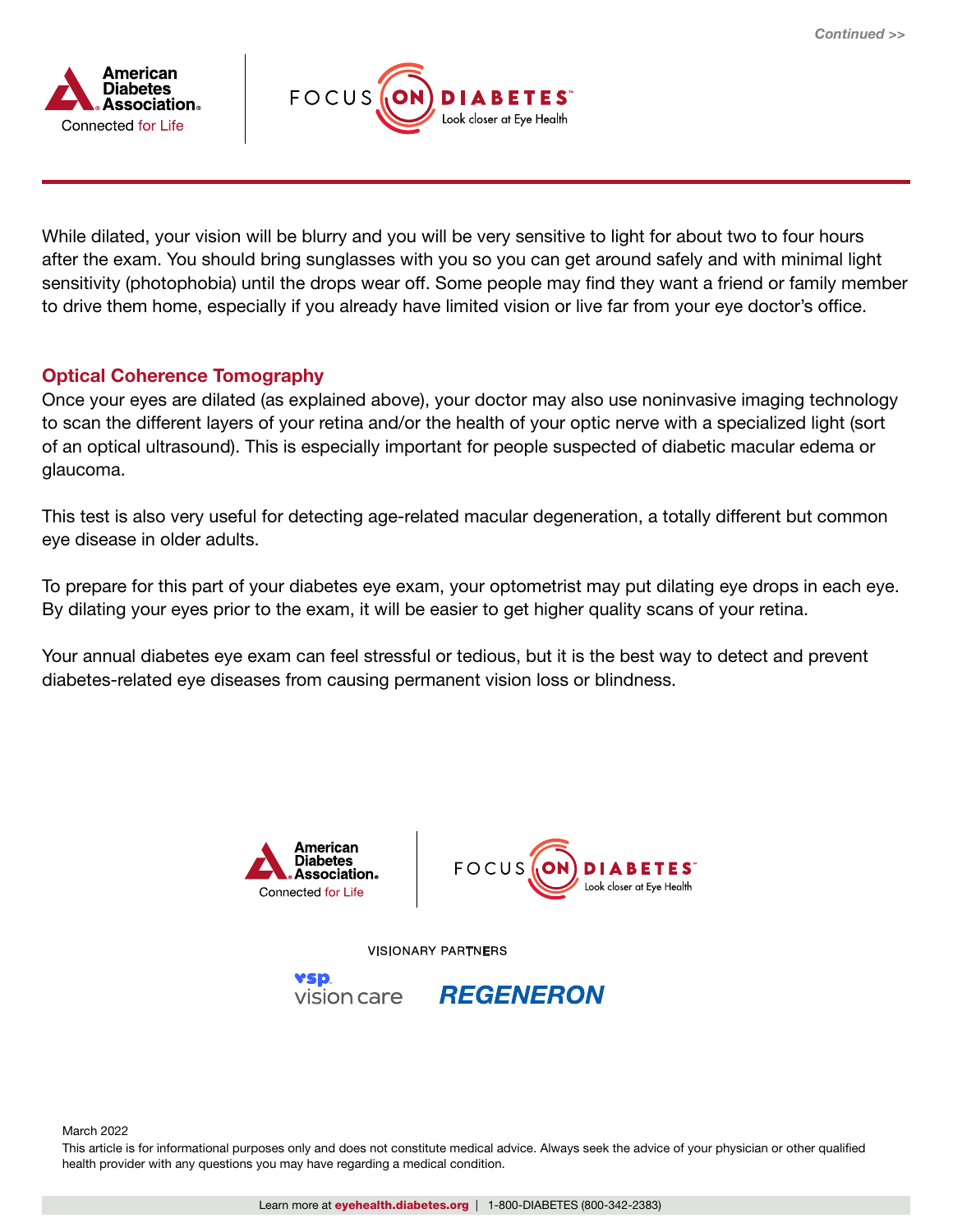While dilated, your vision will be blurry and you will be very sensitive to light for about two to four hours after the exam. You should bring sunglasses with you so you can get around safely and with minimal light sensitivity (photophobia) until the drops wear off. Some people may find they want a friend or family member to drive them home, especially if you already have limited vision or live far from your eye doctor's office.

## Optical Coherence Tomography

Once your eyes are dilated (as explained above), your doctor may also use noninvasive imaging technology to scan the different layers of your retina and/or the health of your optic nerve with a specialized light (sort of an optical ultrasound). This is especially important for people suspected of diabetic macular edema or glaucoma.

This test is also very useful for detecting age-related macular degeneration, a totally different but common eye disease in older adults.

To prepare for this part of your diabetes eye exam, your optometrist may put dilating eye drops in each eye. By dilating your eyes prior to the exam, it will be easier to get higher quality scans of your retina.

Your annual diabetes eye exam can feel stressful or tedious, but it is the best way to detect and prevent diabetes-related eye diseases from causing permanent vision loss or blindness.

VISIONARY PARTNERS

March 2022

This article is for informational purposes only and does not constitute medical advice. Always seek the advice of your physician or other qualified health provider with any questions you may have regarding a medical condition.

Learn more at **eyehealth.diabetes.org** | 1-800-DIABETES (800-342-2383)